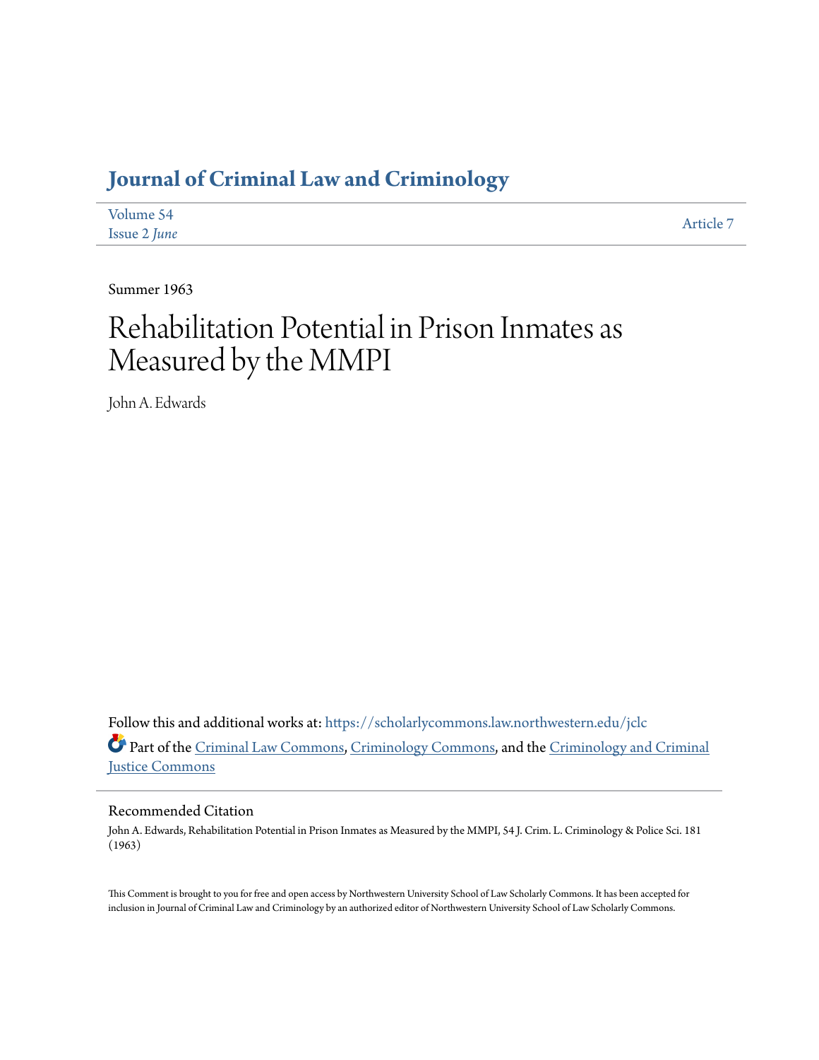# Journal of Criminal Law and Criminology

Volume 54
Issue 2 *June*

Article 7

Summer 1963

# Rehabilitation Potential in Prison Inmates as Measured by the MMPI

John A. Edwards

Follow this and additional works at: https://scholarlycommons.law.northwestern.edu/jclc

Part of the Criminal Law Commons, Criminology Commons, and the Criminology and Criminal Justice Commons

## Recommended Citation

John A. Edwards, Rehabilitation Potential in Prison Inmates as Measured by the MMPI, 54 J. Crim. L. Criminology & Police Sci. 181 (1963)

This Comment is brought to you for free and open access by Northwestern University School of Law Scholarly Commons. It has been accepted for inclusion in Journal of Criminal Law and Criminology by an authorized editor of Northwestern University School of Law Scholarly Commons.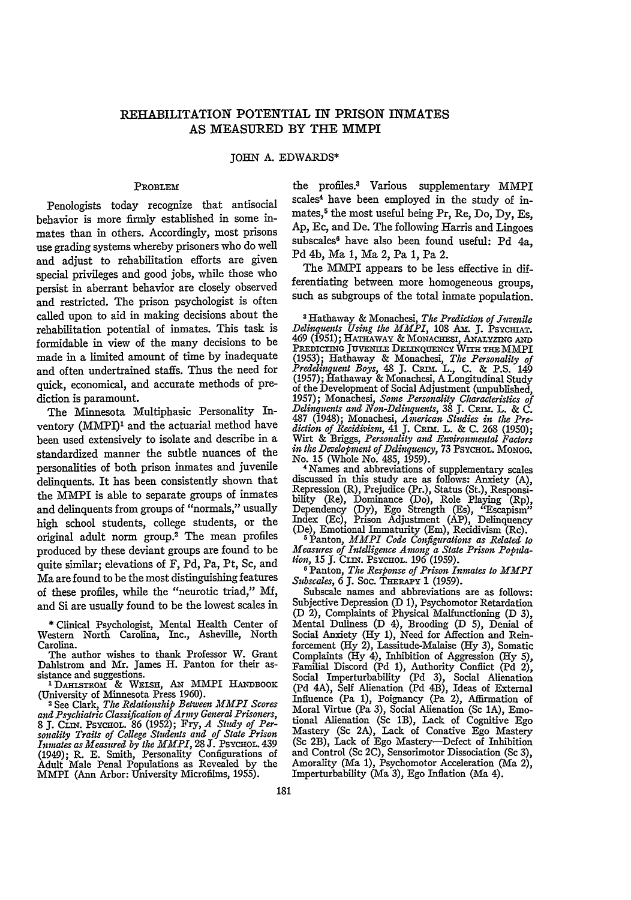# REHABILITATION POTENTIAL IN PRISON INMATES AS MEASURED BY THE MMPI

JOHN A. EDWARDS*

## Problem

Penologists today recognize that antisocial behavior is more firmly established in some inmates than in others. Accordingly, most prisons use grading systems whereby prisoners who do well and adjust to rehabilitation efforts are given special privileges and good jobs, while those who persist in aberrant behavior are closely observed and restricted. The prison psychologist is often called upon to aid in making decisions about the rehabilitation potential of inmates. This task is formidable in view of the many decisions to be made in a limited amount of time by inadequate and often undertrained staffs. Thus the need for quick, economical, and accurate methods of prediction is paramount.

The Minnesota Multiphasic Personality Inventory (MMPI)[1] and the actuarial method have been used extensively to isolate and describe in a standardized manner the subtle nuances of the personalities of both prison inmates and juvenile delinquents. It has been consistently shown that the MMPI is able to separate groups of inmates and delinquents from groups of "normals," usually high school students, college students, or the original adult norm group.[2] The mean profiles produced by these deviant groups are found to be quite similar; elevations of F, Pd, Pa, Pt, Sc, and Ma are found to be the most distinguishing features of these profiles, while the "neurotic triad," Mf, and Si are usually found to be the lowest scales in the profiles.[3] Various supplementary MMPI scales[4] have been employed in the study of inmates,[5] the most useful being Pr, Re, Do, Dy, Es, Ap, Ec, and De. The following Harris and Lingoes subscales[6] have also been found useful: Pd 4a, Pd 4b, Ma 1, Ma 2, Pa 1, Pa 2.

The MMPI appears to be less effective in differentiating between more homogeneous groups, such as subgroups of the total inmate population.

\* Clinical Psychologist, Mental Health Center of Western North Carolina, Inc., Asheville, North Carolina.

The author wishes to thank Professor W. Grant Dahlstrom and Mr. James H. Panton for their assistance and suggestions.

[1] Dahlstrom & Welsh, An MMPI Handbook (University of Minnesota Press 1960).

[2] See Clark, *The Relationship Between MMPI Scores and Psychiatric Classification of Army General Prisoners*, 8 J. Clin. Psychol. 86 (1952); Fry, *A Study of Personality Traits of College Students and of State Prison Inmates as Measured by the MMPI*, 28 J. Psychol. 439 (1949); R. E. Smith, Personality Configurations of Adult Male Penal Populations as Revealed by the MMPI (Ann Arbor: University Microfilms, 1955).

[3] Hathaway & Monachesi, *The Prediction of Juvenile Delinquents Using the MMPI*, 108 Am. J. Psychiat. 469 (1951); Hathaway & Monachesi, Analyzing and Predicting Juvenile Delinquency With the MMPI (1953); Hathaway & Monachesi, *The Personality of Predelinquent Boys*, 48 J. Crim. L., C. & P.S. 149 (1957); Hathaway & Monachesi, A Longitudinal Study of the Development of Social Adjustment (unpublished, 1957); Monachesi, *Some Personality Characteristics of Delinquents and Non-Delinquents*, 38 J. Crim. L. & C. 487 (1948); Monachesi, *American Studies in the Prediction of Recidivism*, 41 J. Crim. L. & C. 268 (1950); Wirt & Briggs, *Personality and Environmental Factors in the Development of Delinquency*, 73 Psychol. Monog. No. 15 (Whole No. 485, 1959).

[4] Names and abbreviations of supplementary scales discussed in this study are as follows: Anxiety (A), Repression (R), Prejudice (Pr.), Status (St.), Responsibility (Re), Dominance (Do), Role Playing (Rp), Dependency (Dy), Ego Strength (Es), "Escapism" Index (Ec), Prison Adjustment (AP), Delinquency (De), Emotional Immaturity (Em), Recidivism (Rc).

[5] Panton, *MMPI Code Configurations as Related to Measures of Intelligence Among a State Prison Population*, 15 J. Clin. Psychol. 196 (1959).

[6] Panton, *The Response of Prison Inmates to MMPI Subscales*, 6 J. Soc. Therapy 1 (1959).

Subscale names and abbreviations are as follows: Subjective Depression (D 1), Psychomotor Retardation (D 2), Complaints of Physical Malfunctioning (D 3), Mental Dullness (D 4), Brooding (D 5), Denial of Social Anxiety (Hy 1), Need for Affection and Reinforcement (Hy 2), Lassitude-Malaise (Hy 3), Somatic Complaints (Hy 4), Inhibition of Aggression (Hy 5), Familial Discord (Pd 1), Authority Conflict (Pd 2), Social Imperturbability (Pd 3), Social Alienation (Pd 4A), Self Alienation (Pd 4B), Ideas of External Influence (Pa 1), Poignancy (Pa 2), Affirmation of Moral Virtue (Pa 3), Social Alienation (Sc 1A), Emotional Alienation (Sc 1B), Lack of Cognitive Ego Mastery (Sc 2A), Lack of Conative Ego Mastery (Sc 2B), Lack of Ego Mastery—Defect of Inhibition and Control (Sc 2C), Sensorimotor Dissociation (Sc 3), Amorality (Ma 1), Psychomotor Acceleration (Ma 2), Imperturbability (Ma 3), Ego Inflation (Ma 4).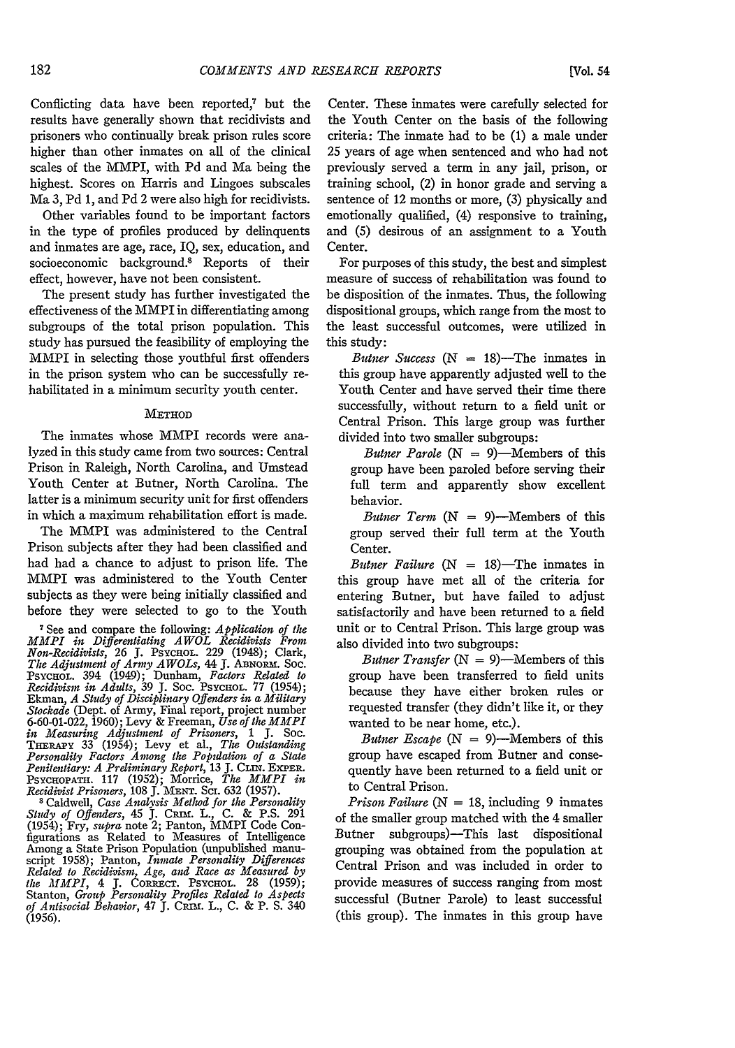Conflicting data have been reported,[7] but the results have generally shown that recidivists and prisoners who continually break prison rules score higher than other inmates on all of the clinical scales of the MMPI, with Pd and Ma being the highest. Scores on Harris and Lingoes subscales Ma 3, Pd 1, and Pd 2 were also high for recidivists.

Other variables found to be important factors in the type of profiles produced by delinquents and inmates are age, race, IQ, sex, education, and socioeconomic background.[8] Reports of their effect, however, have not been consistent.

The present study has further investigated the effectiveness of the MMPI in differentiating among subgroups of the total prison population. This study has pursued the feasibility of employing the MMPI in selecting those youthful first offenders in the prison system who can be successfully rehabilitated in a minimum security youth center.

## METHOD

The inmates whose MMPI records were analyzed in this study came from two sources: Central Prison in Raleigh, North Carolina, and Umstead Youth Center at Butner, North Carolina. The latter is a minimum security unit for first offenders in which a maximum rehabilitation effort is made.

The MMPI was administered to the Central Prison subjects after they had been classified and had had a chance to adjust to prison life. The MMPI was administered to the Youth Center subjects as they were being initially classified and before they were selected to go to the Youth Center. These inmates were carefully selected for the Youth Center on the basis of the following criteria: The inmate had to be (1) a male under 25 years of age when sentenced and who had not previously served a term in any jail, prison, or training school, (2) in honor grade and serving a sentence of 12 months or more, (3) physically and emotionally qualified, (4) responsive to training, and (5) desirous of an assignment to a Youth Center.

For purposes of this study, the best and simplest measure of success of rehabilitation was found to be disposition of the inmates. Thus, the following dispositional groups, which range from the most to the least successful outcomes, were utilized in this study:

*Butner Success* (N = 18)—The inmates in this group have apparently adjusted well to the Youth Center and have served their time there successfully, without return to a field unit or Central Prison. This large group was further divided into two smaller subgroups:

*Butner Parole* (N = 9)—Members of this group have been paroled before serving their full term and apparently show excellent behavior.

*Butner Term* (N = 9)—Members of this group served their full term at the Youth Center.

*Butner Failure* (N = 18)—The inmates in this group have met all of the criteria for entering Butner, but have failed to adjust satisfactorily and have been returned to a field unit or to Central Prison. This large group was also divided into two subgroups:

*Butner Transfer* (N = 9)—Members of this group have been transferred to field units because they have either broken rules or requested transfer (they didn't like it, or they wanted to be near home, etc.).

*Butner Escape* (N = 9)—Members of this group have escaped from Butner and consequently have been returned to a field unit or to Central Prison.

*Prison Failure* (N = 18, including 9 inmates of the smaller group matched with the 4 smaller Butner subgroups)—This last dispositional grouping was obtained from the population at Central Prison and was included in order to provide measures of success ranging from most successful (Butner Parole) to least successful (this group). The inmates in this group have

---

[7] See and compare the following: *Application of the MMPI in Differentiating AWOL Recidivists From Non-Recidivists*, 26 J. PSYCHOL. 229 (1948); Clark, *The Adjustment of Army AWOLs*, 44 J. ABNORM. SOC. PSYCHOL. 394 (1949); Dunham, *Factors Related to Recidivism in Adults*, 39 J. SOC. PSYCHOL. 77 (1954); Ekman, *A Study of Disciplinary Offenders in a Military Stockade* (Dept. of Army, Final report, project number 6-60-01-022, 1960); Levy & Freeman, *Use of the MMPI in Measuring Adjustment of Prisoners*, 1 J. SOC. THERAPY 33 (1954); Levy et al., *The Outstanding Personality Factors Among the Population of a State Penitentiary: A Preliminary Report*, 13 J. CLIN. EXPER. PSYCHOPATH. 117 (1952); Morrice, *The MMPI in Recidivist Prisoners*, 108 J. MENT. SCI. 632 (1957).

[8] Caldwell, *Case Analysis Method for the Personality Study of Offenders*, 45 J. CRIM. L., C. & P.S. 291 (1954); Fry, *supra* note 2; Panton, MMPI Code Configurations as Related to Measures of Intelligence Among a State Prison Population (unpublished manuscript 1958); Panton, *Inmate Personality Differences Related to Recidivism, Age, and Race as Measured by the MMPI*, 4 J. CORRECT. PSYCHOL. 28 (1959); Stanton, *Group Personality Profiles Related to Aspects of Antisocial Behavior*, 47 J. CRIM. L., C. & P. S. 340 (1956).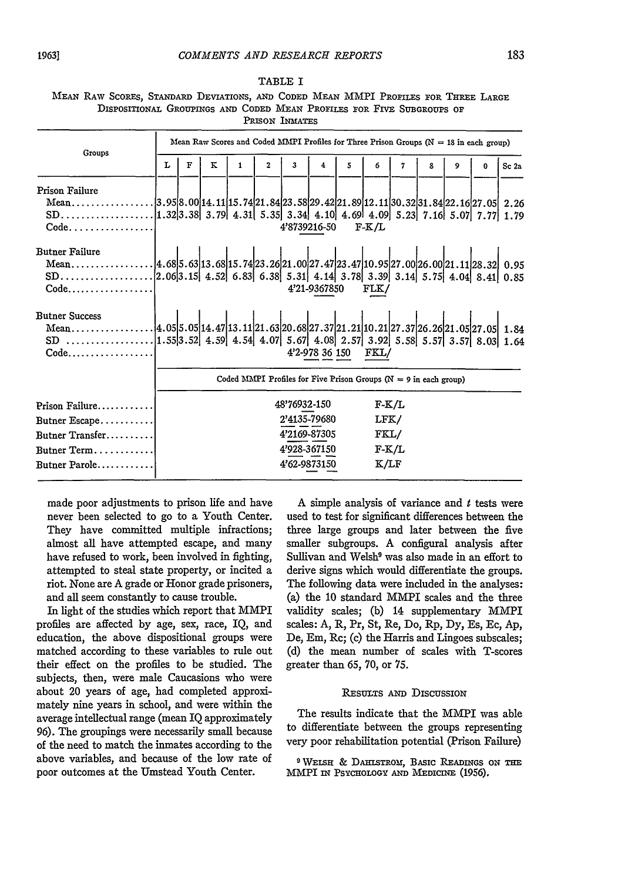TABLE I

Mean Raw Scores, Standard Deviations, and Coded Mean MMPI Profiles for Three Large Dispositional Groupings and Coded Mean Profiles for Five Subgroups of Prison Inmates

| Groups | Mean Raw Scores and Coded MMPI Profiles for Three Prison Groups (N = 18 in each group) | | | | | | | | | | | | | |
|---|---|---|---|---|---|---|---|---|---|---|---|---|---|---|
| | L | F | K | 1 | 2 | 3 | 4 | 5 | 6 | 7 | 8 | 9 | 0 | Sc 2a |
| Prison Failure | | | | | | | | | | | | | | |
| Mean | 3.95 | 8.00 | 14.11 | 15.74 | 21.84 | 23.58 | 29.42 | 21.89 | 12.11 | 30.32 | 31.84 | 22.16 | 27.05 | 2.26 |
| SD | 1.32 | 3.38 | 3.79 | 4.31 | 5.35 | 3.34 | 4.10 | 4.69 | 4.09 | 5.23 | 7.16 | 5.07 | 7.77 | 1.79 |
| Code | | | | | | 4'8739216-50 | | | F-K/L | | | | | |
| Butner Failure | | | | | | | | | | | | | | |
| Mean | 4.68 | 5.63 | 13.68 | 15.74 | 23.26 | 21.00 | 27.47 | 23.47 | 10.95 | 27.00 | 26.00 | 21.11 | 28.32 | 0.95 |
| SD | 2.06 | 3.15 | 4.52 | 6.83 | 6.38 | 5.31 | 4.14 | 3.78 | 3.39 | 3.14 | 5.75 | 4.04 | 8.41 | 0.85 |
| Code | | | | | | 4'21-9367850 | | | FLK/ | | | | | |
| Butner Success | | | | | | | | | | | | | | |
| Mean | 4.05 | 5.05 | 14.47 | 13.11 | 21.63 | 20.68 | 27.37 | 21.21 | 10.21 | 27.37 | 26.26 | 21.05 | 27.05 | 1.84 |
| SD | 1.55 | 3.52 | 4.59 | 4.54 | 4.07 | 5.67 | 4.08 | 2.57 | 3.92 | 5.58 | 5.57 | 3.57 | 8.03 | 1.64 |
| Code | | | | | | 4'2-978 36 150 | | | FKL/ | | | | | |
| | Coded MMPI Profiles for Five Prison Groups (N = 9 in each group) | | | | | | | | | | | | | |
| Prison Failure | | | | | | 48'76932-150 | | | F-K/L | | | | | |
| Butner Escape | | | | | | 2'4135-79680 | | | LFK/ | | | | | |
| Butner Transfer | | | | | | 4'2169-87305 | | | FKL/ | | | | | |
| Butner Term | | | | | | 4'928-367150 | | | F-K/L | | | | | |
| Butner Parole | | | | | | 4'62-9873150 | | | K/LF | | | | | |

made poor adjustments to prison life and have never been selected to go to a Youth Center. They have committed multiple infractions; almost all have attempted escape, and many have refused to work, been involved in fighting, attempted to steal state property, or incited a riot. None are A grade or Honor grade prisoners, and all seem constantly to cause trouble.

In light of the studies which report that MMPI profiles are affected by age, sex, race, IQ, and education, the above dispositional groups were matched according to these variables to rule out their effect on the profiles to be studied. The subjects, then, were male Caucasions who were about 20 years of age, had completed approximately nine years in school, and were within the average intellectual range (mean IQ approximately 96). The groupings were necessarily small because of the need to match the inmates according to the above variables, and because of the low rate of poor outcomes at the Umstead Youth Center.

A simple analysis of variance and $t$ tests were used to test for significant differences between the three large groups and later between the five smaller subgroups. A configural analysis after Sullivan and Welsh[9] was also made in an effort to derive signs which would differentiate the groups. The following data were included in the analyses: (a) the 10 standard MMPI scales and the three validity scales; (b) 14 supplementary MMPI scales: A, R, Pr, St, Re, Do, Rp, Dy, Es, Ec, Ap, De, Em, Rc; (c) the Harris and Lingoes subscales; (d) the mean number of scales with T-scores greater than 65, 70, or 75.

## Results and Discussion

The results indicate that the MMPI was able to differentiate between the groups representing very poor rehabilitation potential (Prison Failure)

[9] Welsh & Dahlstrom, Basic Readings on the MMPI in Psychology and Medicine (1956).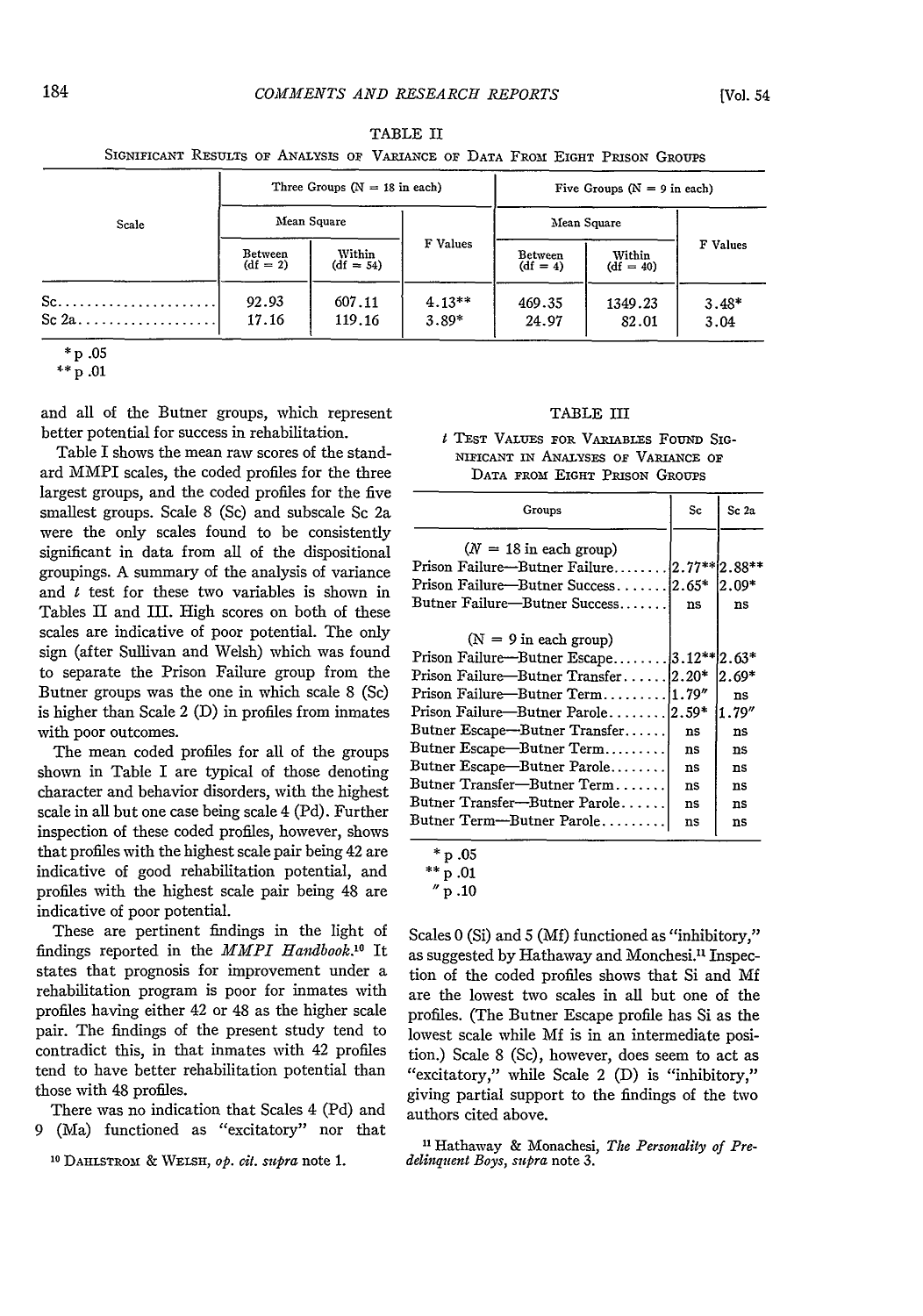TABLE II

SIGNIFICANT RESULTS OF ANALYSIS OF VARIANCE OF DATA FROM EIGHT PRISON GROUPS

| Scale | Three Groups (N = 18 in each) | | | Five Groups (N = 9 in each) | | |
|---|---|---|---|---|---|---|
| | Mean Square | | F Values | Mean Square | | F Values |
| | Between (df = 2) | Within (df = 54) | | Between (df = 4) | Within (df = 40) | |
| Sc | 92.93 | 607.11 | 4.13** | 469.35 | 1349.23 | 3.48* |
| Sc 2a | 17.16 | 119.16 | 3.89* | 24.97 | 82.01 | 3.04 |

\* p .05
\*\* p .01

and all of the Butner groups, which represent better potential for success in rehabilitation.

Table I shows the mean raw scores of the standard MMPI scales, the coded profiles for the three largest groups, and the coded profiles for the five smallest groups. Scale 8 (Sc) and subscale Sc 2a were the only scales found to be consistently significant in data from all of the dispositional groupings. A summary of the analysis of variance and *t* test for these two variables is shown in Tables II and III. High scores on both of these scales are indicative of poor potential. The only sign (after Sullivan and Welsh) which was found to separate the Prison Failure group from the Butner groups was the one in which scale 8 (Sc) is higher than Scale 2 (D) in profiles from inmates with poor outcomes.

The mean coded profiles for all of the groups shown in Table I are typical of those denoting character and behavior disorders, with the highest scale in all but one case being scale 4 (Pd). Further inspection of these coded profiles, however, shows that profiles with the highest scale pair being 42 are indicative of good rehabilitation potential, and profiles with the highest scale pair being 48 are indicative of poor potential.

These are pertinent findings in the light of findings reported in the *MMPI Handbook*.[10] It states that prognosis for improvement under a rehabilitation program is poor for inmates with profiles having either 42 or 48 as the higher scale pair. The findings of the present study tend to contradict this, in that inmates with 42 profiles tend to have better rehabilitation potential than those with 48 profiles.

There was no indication that Scales 4 (Pd) and 9 (Ma) functioned as "excitatory" nor that Scales 0 (Si) and 5 (Mf) functioned as "inhibitory," as suggested by Hathaway and Monchesi.[11] Inspection of the coded profiles shows that Si and Mf are the lowest two scales in all but one of the profiles. (The Butner Escape profile has Si as the lowest scale while Mf is in an intermediate position.) Scale 8 (Sc), however, does seem to act as "excitatory," while Scale 2 (D) is "inhibitory," giving partial support to the findings of the two authors cited above.

TABLE III

*t* TEST VALUES FOR VARIABLES FOUND SIGNIFICANT IN ANALYSES OF VARIANCE OF DATA FROM EIGHT PRISON GROUPS

| Groups | Sc | Sc 2a |
|---|---|---|
| (*N* = 18 in each group) | | |
| Prison Failure—Butner Failure | 2.77** | 2.88** |
| Prison Failure—Butner Success | 2.65* | 2.09* |
| Butner Failure—Butner Success | ns | ns |
| (N = 9 in each group) | | |
| Prison Failure—Butner Escape | 3.12** | 2.63* |
| Prison Failure—Butner Transfer | 2.20* | 2.69* |
| Prison Failure—Butner Term | 1.79″ | ns |
| Prison Failure—Butner Parole | 2.59* | 1.79″ |
| Butner Escape—Butner Transfer | ns | ns |
| Butner Escape—Butner Term | ns | ns |
| Butner Escape—Butner Parole | ns | ns |
| Butner Transfer—Butner Term | ns | ns |
| Butner Transfer—Butner Parole | ns | ns |
| Butner Term—Butner Parole | ns | ns |

\* p .05
\*\* p .01
″ p .10

[10] DAHLSTROM & WELSH, *op. cit. supra* note 1.

[11] Hathaway & Monachesi, *The Personality of Predelinquent Boys*, *supra* note 3.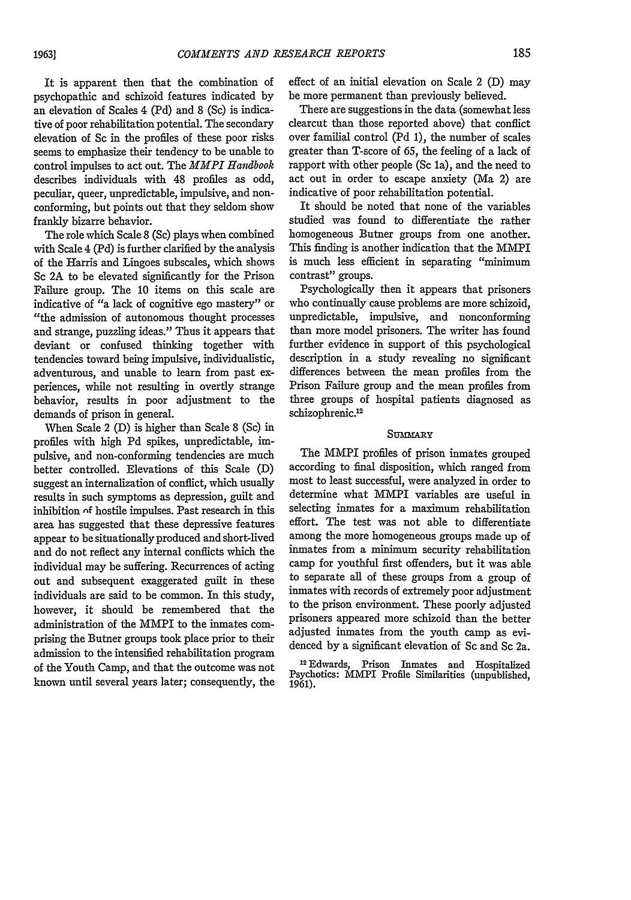It is apparent then that the combination of psychopathic and schizoid features indicated by an elevation of Scales 4 (Pd) and 8 (Sc) is indicative of poor rehabilitation potential. The secondary elevation of Sc in the profiles of these poor risks seems to emphasize their tendency to be unable to control impulses to act out. The *MMPI Handbook* describes individuals with 48 profiles as odd, peculiar, queer, unpredictable, impulsive, and nonconforming, but points out that they seldom show frankly bizarre behavior.

The role which Scale 8 (Sc) plays when combined with Scale 4 (Pd) is further clarified by the analysis of the Harris and Lingoes subscales, which shows Sc 2A to be elevated significantly for the Prison Failure group. The 10 items on this scale are indicative of "a lack of cognitive ego mastery" or "the admission of autonomous thought processes and strange, puzzling ideas." Thus it appears that deviant or confused thinking together with tendencies toward being impulsive, individualistic, adventurous, and unable to learn from past experiences, while not resulting in overtly strange behavior, results in poor adjustment to the demands of prison in general.

When Scale 2 (D) is higher than Scale 8 (Sc) in profiles with high Pd spikes, unpredictable, impulsive, and non-conforming tendencies are much better controlled. Elevations of this Scale (D) suggest an internalization of conflict, which usually results in such symptoms as depression, guilt and inhibition of hostile impulses. Past research in this area has suggested that these depressive features appear to be situationally produced and short-lived and do not reflect any internal conflicts which the individual may be suffering. Recurrences of acting out and subsequent exaggerated guilt in these individuals are said to be common. In this study, however, it should be remembered that the administration of the MMPI to the inmates comprising the Butner groups took place prior to their admission to the intensified rehabilitation program of the Youth Camp, and that the outcome was not known until several years later; consequently, the effect of an initial elevation on Scale 2 (D) may be more permanent than previously believed.

There are suggestions in the data (somewhat less clearcut than those reported above) that conflict over familial control (Pd 1), the number of scales greater than T-score of 65, the feeling of a lack of rapport with other people (Sc 1a), and the need to act out in order to escape anxiety (Ma 2) are indicative of poor rehabilitation potential.

It should be noted that none of the variables studied was found to differentiate the rather homogeneous Butner groups from one another. This finding is another indication that the MMPI is much less efficient in separating "minimum contrast" groups.

Psychologically then it appears that prisoners who continually cause problems are more schizoid, unpredictable, impulsive, and nonconforming than more model prisoners. The writer has found further evidence in support of this psychological description in a study revealing no significant differences between the mean profiles from the Prison Failure group and the mean profiles from three groups of hospital patients diagnosed as schizophrenic.[12]

## Summary

The MMPI profiles of prison inmates grouped according to final disposition, which ranged from most to least successful, were analyzed in order to determine what MMPI variables are useful in selecting inmates for a maximum rehabilitation effort. The test was not able to differentiate among the more homogeneous groups made up of inmates from a minimum security rehabilitation camp for youthful first offenders, but it was able to separate all of these groups from a group of inmates with records of extremely poor adjustment to the prison environment. These poorly adjusted prisoners appeared more schizoid than the better adjusted inmates from the youth camp as evidenced by a significant elevation of Sc and Sc 2a.

[12] Edwards, Prison Inmates and Hospitalized Psychotics: MMPI Profile Similarities (unpublished, 1961).